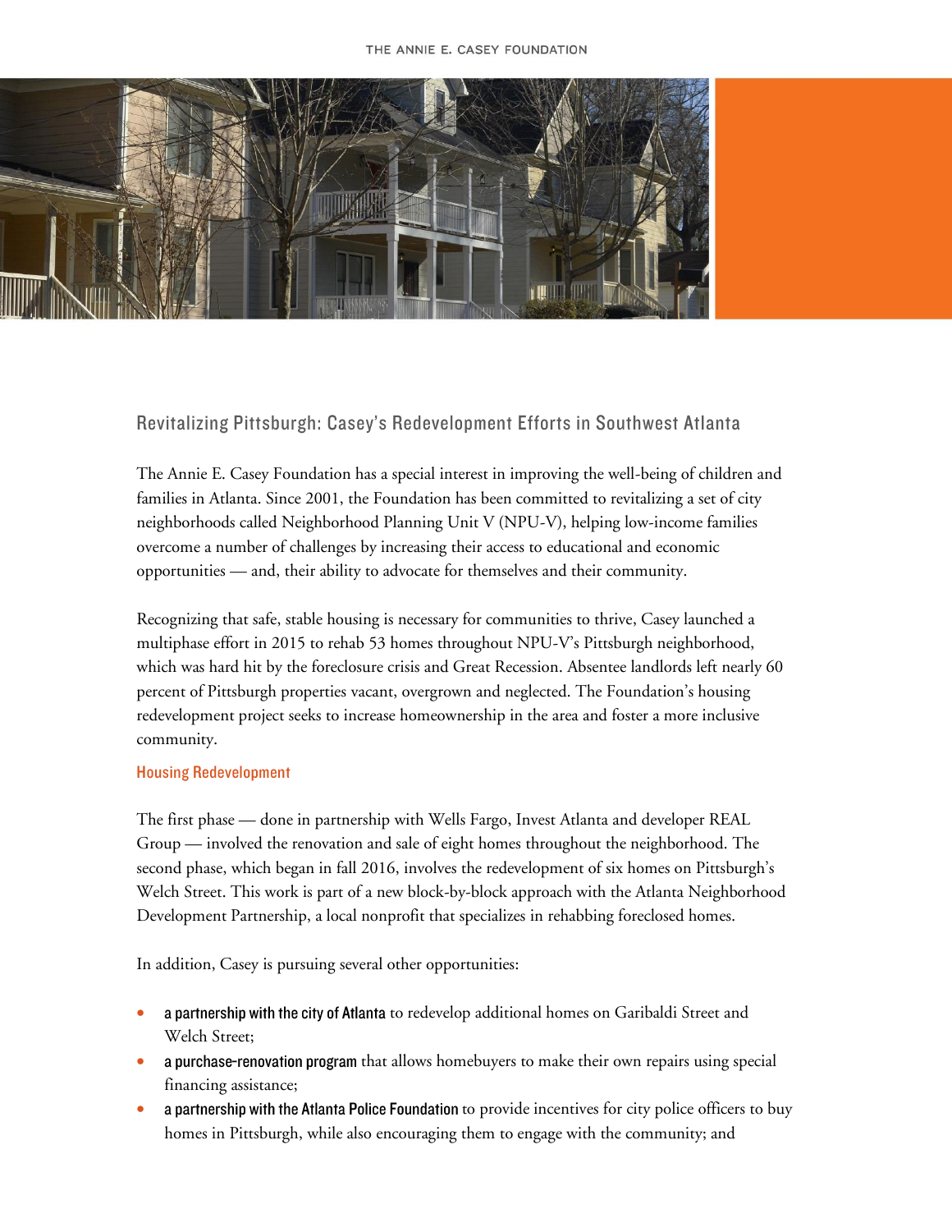## Revitalizing Pittsburgh: Casey's Redevelopment Efforts in Southwest Atlanta

The Annie E. Casey Foundation has a special interest in improving the well-being of children and families in Atlanta. Since 2001, the Foundation has been committed to revitalizing a set of city neighborhoods called Neighborhood Planning Unit V (NPU-V), helping low-income families overcome a number of challenges by increasing their access to educational and economic opportunities — and, their ability to advocate for themselves and their community.

Recognizing that safe, stable housing is necessary for communities to thrive, Casey launched a multiphase effort in 2015 to rehab 53 homes throughout NPU-V's Pittsburgh neighborhood, which was hard hit by the foreclosure crisis and Great Recession. Absentee landlords left nearly 60 percent of Pittsburgh properties vacant, overgrown and neglected. The Foundation's housing redevelopment project seeks to increase homeownership in the area and foster a more inclusive community.

### Housing Redevelopment

The first phase — done in partnership with Wells Fargo, Invest Atlanta and developer REAL Group — involved the renovation and sale of eight homes throughout the neighborhood. The second phase, which began in fall 2016, involves the redevelopment of six homes on Pittsburgh's Welch Street. This work is part of a new block-by-block approach with the Atlanta Neighborhood Development Partnership, a local nonprofit that specializes in rehabbing foreclosed homes.

In addition, Casey is pursuing several other opportunities:

- **a partnership with the city of Atlanta** to redevelop additional homes on Garibaldi Street and Welch Street;
- **a purchase-renovation program** that allows homebuyers to make their own repairs using special financing assistance;
- **a partnership with the Atlanta Police Foundation** to provide incentives for city police officers to buy homes in Pittsburgh, while also encouraging them to engage with the community; and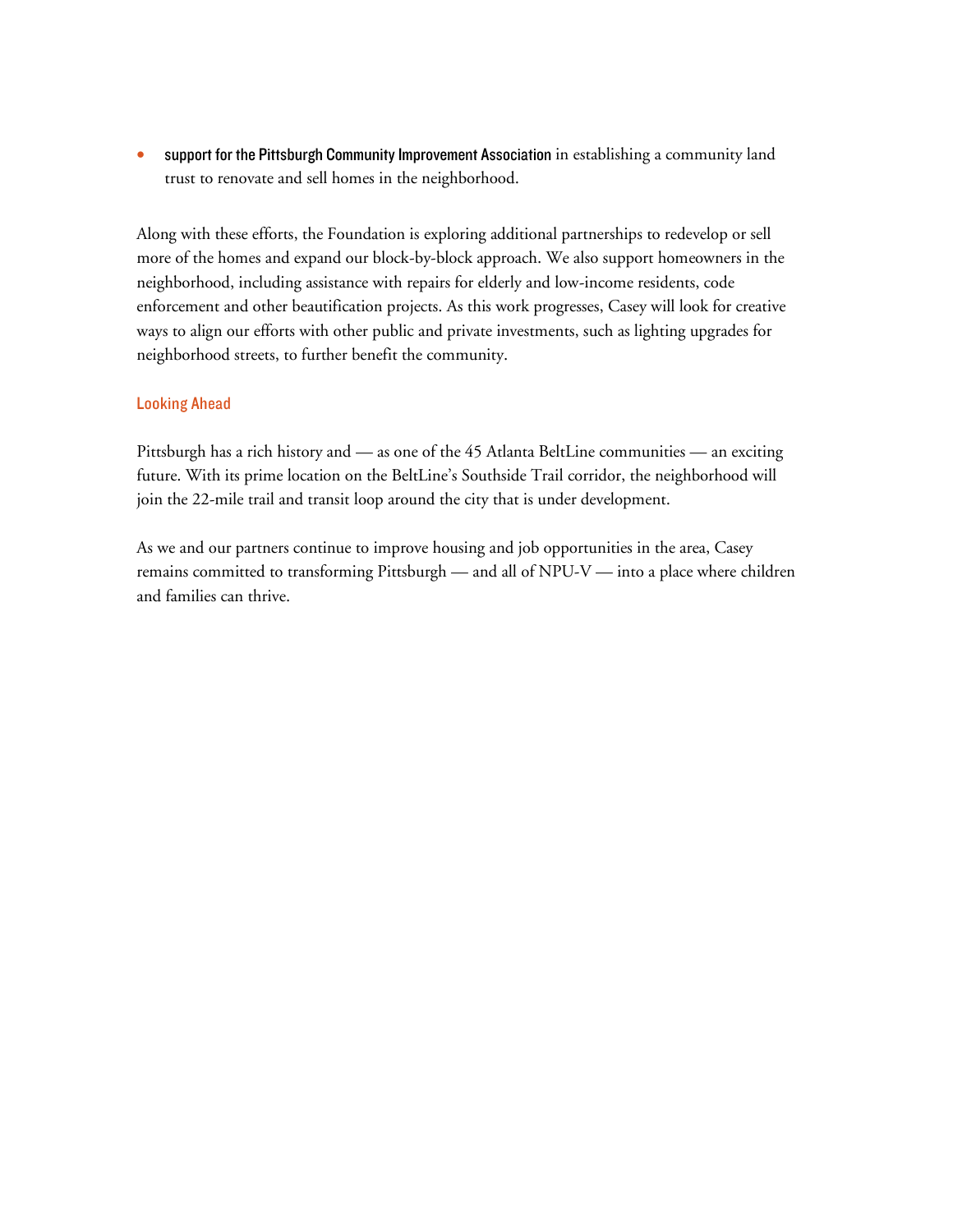- **support for the Pittsburgh Community Improvement Association** in establishing a community land trust to renovate and sell homes in the neighborhood.

Along with these efforts, the Foundation is exploring additional partnerships to redevelop or sell more of the homes and expand our block-by-block approach. We also support homeowners in the neighborhood, including assistance with repairs for elderly and low-income residents, code enforcement and other beautification projects. As this work progresses, Casey will look for creative ways to align our efforts with other public and private investments, such as lighting upgrades for neighborhood streets, to further benefit the community.

## Looking Ahead

Pittsburgh has a rich history and — as one of the 45 Atlanta BeltLine communities — an exciting future. With its prime location on the BeltLine's Southside Trail corridor, the neighborhood will join the 22-mile trail and transit loop around the city that is under development.

As we and our partners continue to improve housing and job opportunities in the area, Casey remains committed to transforming Pittsburgh — and all of NPU-V — into a place where children and families can thrive.